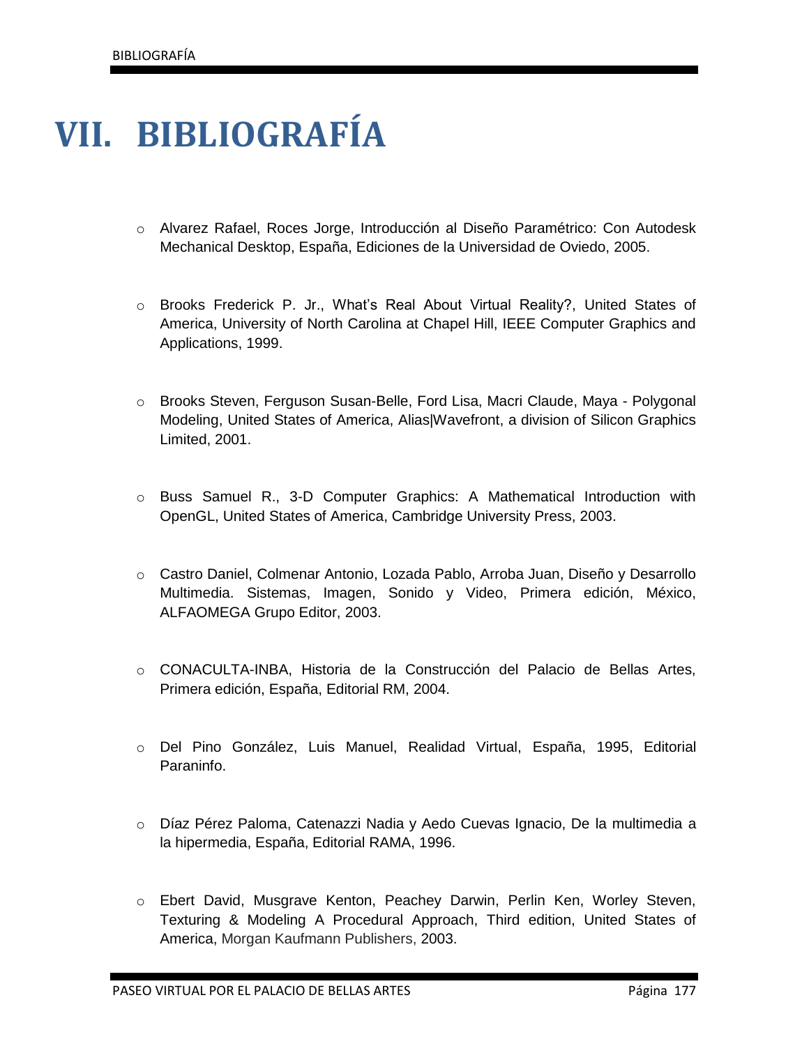# VII. BIBLIOGRAFÍA

- Alvarez Rafael, Roces Jorge, Introducción al Diseño Paramétrico: Con Autodesk Mechanical Desktop, España, Ediciones de la Universidad de Oviedo, 2005.

- Brooks Frederick P. Jr., What's Real About Virtual Reality?, United States of America, University of North Carolina at Chapel Hill, IEEE Computer Graphics and Applications, 1999.

- Brooks Steven, Ferguson Susan-Belle, Ford Lisa, Macri Claude, Maya - Polygonal Modeling, United States of America, Alias|Wavefront, a division of Silicon Graphics Limited, 2001.

- Buss Samuel R., 3-D Computer Graphics: A Mathematical Introduction with OpenGL, United States of America, Cambridge University Press, 2003.

- Castro Daniel, Colmenar Antonio, Lozada Pablo, Arroba Juan, Diseño y Desarrollo Multimedia. Sistemas, Imagen, Sonido y Video, Primera edición, México, ALFAOMEGA Grupo Editor, 2003.

- CONACULTA-INBA, Historia de la Construcción del Palacio de Bellas Artes, Primera edición, España, Editorial RM, 2004.

- Del Pino González, Luis Manuel, Realidad Virtual, España, 1995, Editorial Paraninfo.

- Díaz Pérez Paloma, Catenazzi Nadia y Aedo Cuevas Ignacio, De la multimedia a la hipermedia, España, Editorial RAMA, 1996.

- Ebert David, Musgrave Kenton, Peachey Darwin, Perlin Ken, Worley Steven, Texturing & Modeling A Procedural Approach, Third edition, United States of America, Morgan Kaufmann Publishers, 2003.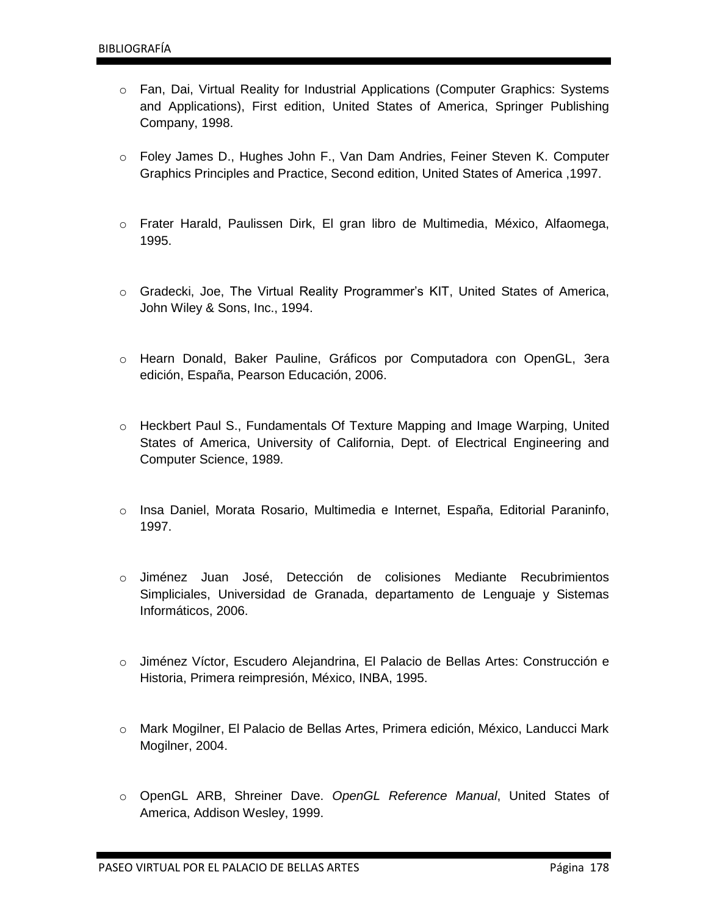- Fan, Dai, Virtual Reality for Industrial Applications (Computer Graphics: Systems and Applications), First edition, United States of America, Springer Publishing Company, 1998.

- Foley James D., Hughes John F., Van Dam Andries, Feiner Steven K. Computer Graphics Principles and Practice, Second edition, United States of America ,1997.

- Frater Harald, Paulissen Dirk, El gran libro de Multimedia, México, Alfaomega, 1995.

- Gradecki, Joe, The Virtual Reality Programmer's KIT, United States of America, John Wiley & Sons, Inc., 1994.

- Hearn Donald, Baker Pauline, Gráficos por Computadora con OpenGL, 3era edición, España, Pearson Educación, 2006.

- Heckbert Paul S., Fundamentals Of Texture Mapping and Image Warping, United States of America, University of California, Dept. of Electrical Engineering and Computer Science, 1989.

- Insa Daniel, Morata Rosario, Multimedia e Internet, España, Editorial Paraninfo, 1997.

- Jiménez Juan José, Detección de colisiones Mediante Recubrimientos Simpliciales, Universidad de Granada, departamento de Lenguaje y Sistemas Informáticos, 2006.

- Jiménez Víctor, Escudero Alejandrina, El Palacio de Bellas Artes: Construcción e Historia, Primera reimpresión, México, INBA, 1995.

- Mark Mogilner, El Palacio de Bellas Artes, Primera edición, México, Landucci Mark Mogilner, 2004.

- OpenGL ARB, Shreiner Dave. *OpenGL Reference Manual*, United States of America, Addison Wesley, 1999.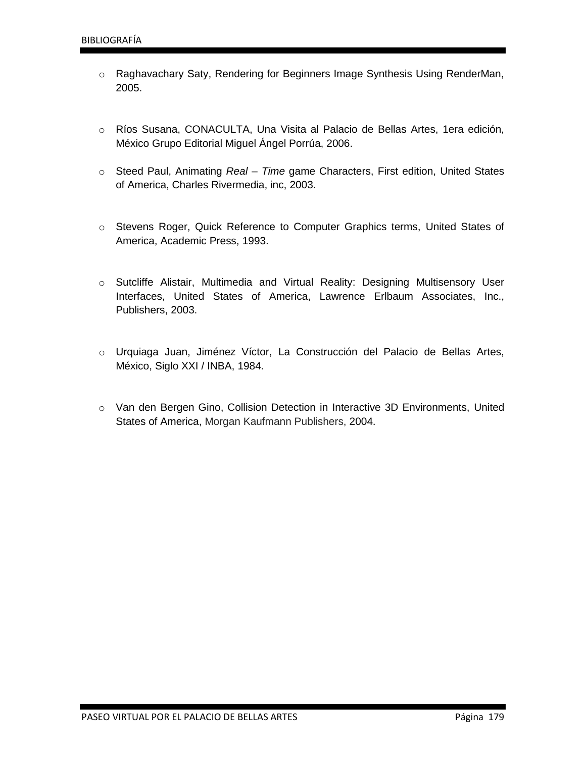- Raghavachary Saty, Rendering for Beginners Image Synthesis Using RenderMan, 2005.

- Ríos Susana, CONACULTA, Una Visita al Palacio de Bellas Artes, 1era edición, México Grupo Editorial Miguel Ángel Porrúa, 2006.

- Steed Paul, Animating *Real – Time* game Characters, First edition, United States of America, Charles Rivermedia, inc, 2003.

- Stevens Roger, Quick Reference to Computer Graphics terms, United States of America, Academic Press, 1993.

- Sutcliffe Alistair, Multimedia and Virtual Reality: Designing Multisensory User Interfaces, United States of America, Lawrence Erlbaum Associates, Inc., Publishers, 2003.

- Urquiaga Juan, Jiménez Víctor, La Construcción del Palacio de Bellas Artes, México, Siglo XXI / INBA, 1984.

- Van den Bergen Gino, Collision Detection in Interactive 3D Environments, United States of America, Morgan Kaufmann Publishers, 2004.